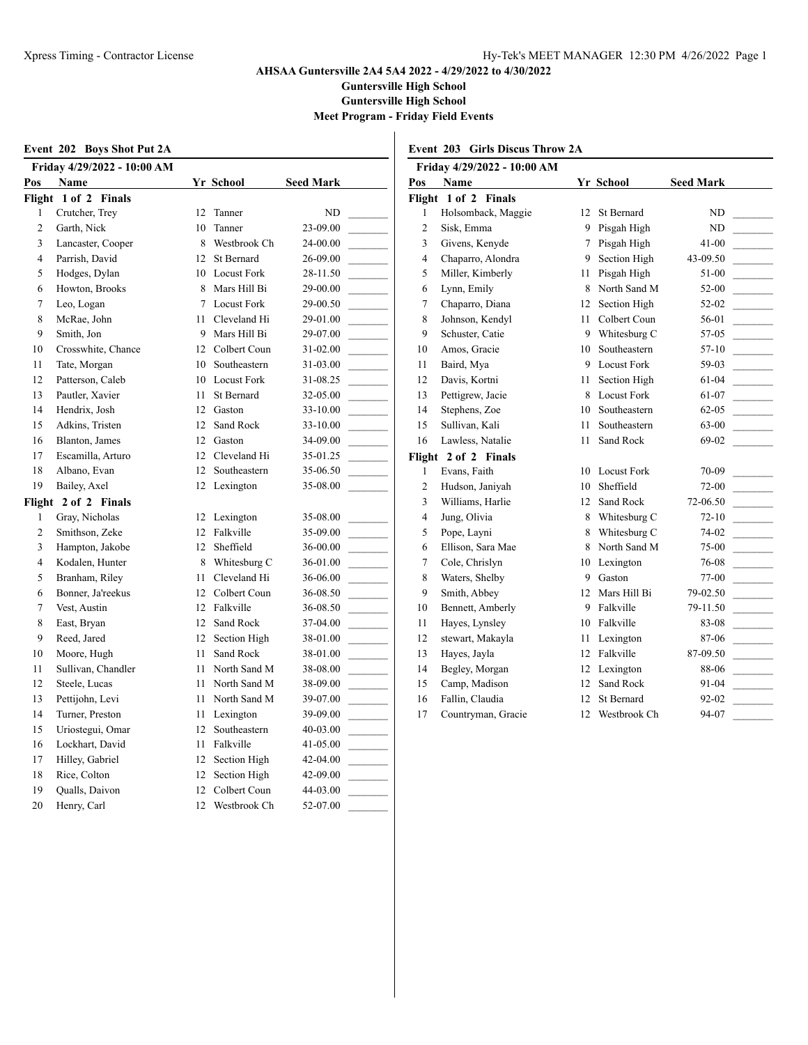# AHSAA Guntersville 2A4 5A4 2022 - 4/29/2022 to 4/30/2022

## Guntersville High School

## Guntersville High School

## Meet Program - Friday Field Events

### Event 202 Boys Shot Put 2A

**Friday 4/29/2022 - 10:00 AM**

| Pos | Name | Yr | School | Seed Mark | |
|---|---|---|---|---|---|
| **Flight 1 of 2 Finals** | | | | | |
| 1 | Crutcher, Trey | 12 | Tanner | ND | _______ |
| 2 | Garth, Nick | 10 | Tanner | 23-09.00 | _______ |
| 3 | Lancaster, Cooper | 8 | Westbrook Ch | 24-00.00 | _______ |
| 4 | Parrish, David | 12 | St Bernard | 26-09.00 | _______ |
| 5 | Hodges, Dylan | 10 | Locust Fork | 28-11.50 | _______ |
| 6 | Howton, Brooks | 8 | Mars Hill Bi | 29-00.00 | _______ |
| 7 | Leo, Logan | 7 | Locust Fork | 29-00.50 | _______ |
| 8 | McRae, John | 11 | Cleveland Hi | 29-01.00 | _______ |
| 9 | Smith, Jon | 9 | Mars Hill Bi | 29-07.00 | _______ |
| 10 | Crosswhite, Chance | 12 | Colbert Coun | 31-02.00 | _______ |
| 11 | Tate, Morgan | 10 | Southeastern | 31-03.00 | _______ |
| 12 | Patterson, Caleb | 10 | Locust Fork | 31-08.25 | _______ |
| 13 | Pautler, Xavier | 11 | St Bernard | 32-05.00 | _______ |
| 14 | Hendrix, Josh | 12 | Gaston | 33-10.00 | _______ |
| 15 | Adkins, Tristen | 12 | Sand Rock | 33-10.00 | _______ |
| 16 | Blanton, James | 12 | Gaston | 34-09.00 | _______ |
| 17 | Escamilla, Arturo | 12 | Cleveland Hi | 35-01.25 | _______ |
| 18 | Albano, Evan | 12 | Southeastern | 35-06.50 | _______ |
| 19 | Bailey, Axel | 12 | Lexington | 35-08.00 | _______ |
| **Flight 2 of 2 Finals** | | | | | |
| 1 | Gray, Nicholas | 12 | Lexington | 35-08.00 | _______ |
| 2 | Smithson, Zeke | 12 | Falkville | 35-09.00 | _______ |
| 3 | Hampton, Jakobe | 12 | Sheffield | 36-00.00 | _______ |
| 4 | Kodalen, Hunter | 8 | Whitesburg C | 36-01.00 | _______ |
| 5 | Branham, Riley | 11 | Cleveland Hi | 36-06.00 | _______ |
| 6 | Bonner, Ja'reekus | 12 | Colbert Coun | 36-08.50 | _______ |
| 7 | Vest, Austin | 12 | Falkville | 36-08.50 | _______ |
| 8 | East, Bryan | 12 | Sand Rock | 37-04.00 | _______ |
| 9 | Reed, Jared | 12 | Section High | 38-01.00 | _______ |
| 10 | Moore, Hugh | 11 | Sand Rock | 38-01.00 | _______ |
| 11 | Sullivan, Chandler | 11 | North Sand M | 38-08.00 | _______ |
| 12 | Steele, Lucas | 11 | North Sand M | 38-09.00 | _______ |
| 13 | Pettijohn, Levi | 11 | North Sand M | 39-07.00 | _______ |
| 14 | Turner, Preston | 11 | Lexington | 39-09.00 | _______ |
| 15 | Uriostegui, Omar | 12 | Southeastern | 40-03.00 | _______ |
| 16 | Lockhart, David | 11 | Falkville | 41-05.00 | _______ |
| 17 | Hilley, Gabriel | 12 | Section High | 42-04.00 | _______ |
| 18 | Rice, Colton | 12 | Section High | 42-09.00 | _______ |
| 19 | Qualls, Daivon | 12 | Colbert Coun | 44-03.00 | _______ |
| 20 | Henry, Carl | 12 | Westbrook Ch | 52-07.00 | _______ |

### Event 203 Girls Discus Throw 2A

**Friday 4/29/2022 - 10:00 AM**

| Pos | Name | Yr | School | Seed Mark | |
|---|---|---|---|---|---|
| **Flight 1 of 2 Finals** | | | | | |
| 1 | Holsomback, Maggie | 12 | St Bernard | ND | _______ |
| 2 | Sisk, Emma | 9 | Pisgah High | ND | _______ |
| 3 | Givens, Kenyde | 7 | Pisgah High | 41-00 | _______ |
| 4 | Chaparro, Alondra | 9 | Section High | 43-09.50 | _______ |
| 5 | Miller, Kimberly | 11 | Pisgah High | 51-00 | _______ |
| 6 | Lynn, Emily | 8 | North Sand M | 52-00 | _______ |
| 7 | Chaparro, Diana | 12 | Section High | 52-02 | _______ |
| 8 | Johnson, Kendyl | 11 | Colbert Coun | 56-01 | _______ |
| 9 | Schuster, Catie | 9 | Whitesburg C | 57-05 | _______ |
| 10 | Amos, Gracie | 10 | Southeastern | 57-10 | _______ |
| 11 | Baird, Mya | 9 | Locust Fork | 59-03 | _______ |
| 12 | Davis, Kortni | 11 | Section High | 61-04 | _______ |
| 13 | Pettigrew, Jacie | 8 | Locust Fork | 61-07 | _______ |
| 14 | Stephens, Zoe | 10 | Southeastern | 62-05 | _______ |
| 15 | Sullivan, Kali | 11 | Southeastern | 63-00 | _______ |
| 16 | Lawless, Natalie | 11 | Sand Rock | 69-02 | _______ |
| **Flight 2 of 2 Finals** | | | | | |
| 1 | Evans, Faith | 10 | Locust Fork | 70-09 | _______ |
| 2 | Hudson, Janiyah | 10 | Sheffield | 72-00 | _______ |
| 3 | Williams, Harlie | 12 | Sand Rock | 72-06.50 | _______ |
| 4 | Jung, Olivia | 8 | Whitesburg C | 72-10 | _______ |
| 5 | Pope, Layni | 8 | Whitesburg C | 74-02 | _______ |
| 6 | Ellison, Sara Mae | 8 | North Sand M | 75-00 | _______ |
| 7 | Cole, Chrislyn | 10 | Lexington | 76-08 | _______ |
| 8 | Waters, Shelby | 9 | Gaston | 77-00 | _______ |
| 9 | Smith, Abbey | 12 | Mars Hill Bi | 79-02.50 | _______ |
| 10 | Bennett, Amberly | 9 | Falkville | 79-11.50 | _______ |
| 11 | Hayes, Lynsley | 10 | Falkville | 83-08 | _______ |
| 12 | stewart, Makayla | 11 | Lexington | 87-06 | _______ |
| 13 | Hayes, Jayla | 12 | Falkville | 87-09.50 | _______ |
| 14 | Begley, Morgan | 12 | Lexington | 88-06 | _______ |
| 15 | Camp, Madison | 12 | Sand Rock | 91-04 | _______ |
| 16 | Fallin, Claudia | 12 | St Bernard | 92-02 | _______ |
| 17 | Countryman, Gracie | 12 | Westbrook Ch | 94-07 | _______ |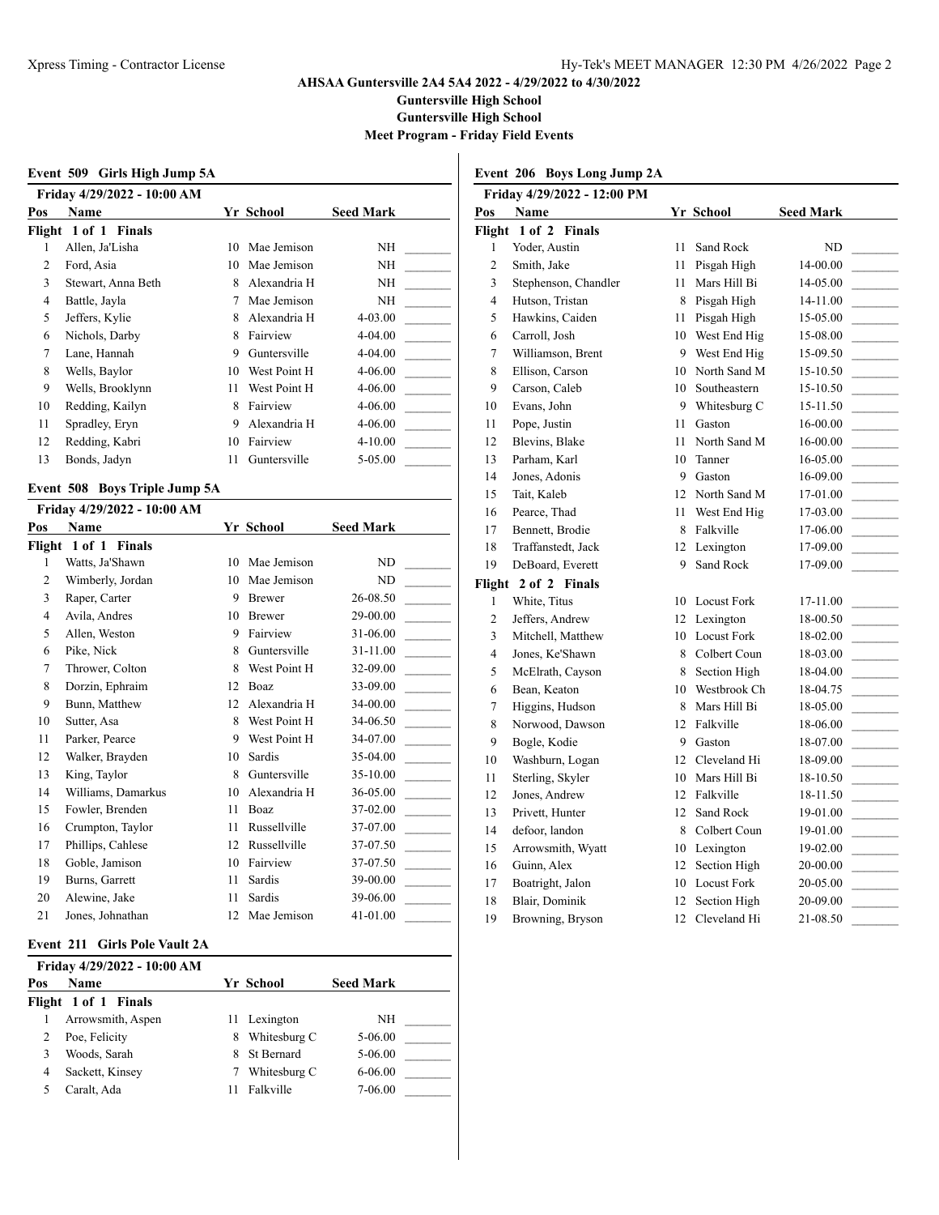AHSAA Guntersville 2A4 5A4 2022 - 4/29/2022 to 4/30/2022

Guntersville High School

Guntersville High School

Meet Program - Friday Field Events

### Event 509 Girls High Jump 5A

Friday 4/29/2022 - 10:00 AM

| Pos | Name | Yr | School | Seed Mark |
|---|---|---|---|---|
| **Flight 1 of 1 Finals** | | | | |
| 1 | Allen, Ja'Lisha | 10 | Mae Jemison | NH |
| 2 | Ford, Asia | 10 | Mae Jemison | NH |
| 3 | Stewart, Anna Beth | 8 | Alexandria H | NH |
| 4 | Battle, Jayla | 7 | Mae Jemison | NH |
| 5 | Jeffers, Kylie | 8 | Alexandria H | 4-03.00 |
| 6 | Nichols, Darby | 8 | Fairview | 4-04.00 |
| 7 | Lane, Hannah | 9 | Guntersville | 4-04.00 |
| 8 | Wells, Baylor | 10 | West Point H | 4-06.00 |
| 9 | Wells, Brooklynn | 11 | West Point H | 4-06.00 |
| 10 | Redding, Kailyn | 8 | Fairview | 4-06.00 |
| 11 | Spradley, Eryn | 9 | Alexandria H | 4-06.00 |
| 12 | Redding, Kabri | 10 | Fairview | 4-10.00 |
| 13 | Bonds, Jadyn | 11 | Guntersville | 5-05.00 |

### Event 508 Boys Triple Jump 5A

Friday 4/29/2022 - 10:00 AM

| Pos | Name | Yr | School | Seed Mark |
|---|---|---|---|---|
| **Flight 1 of 1 Finals** | | | | |
| 1 | Watts, Ja'Shawn | 10 | Mae Jemison | ND |
| 2 | Wimberly, Jordan | 10 | Mae Jemison | ND |
| 3 | Raper, Carter | 9 | Brewer | 26-08.50 |
| 4 | Avila, Andres | 10 | Brewer | 29-00.00 |
| 5 | Allen, Weston | 9 | Fairview | 31-06.00 |
| 6 | Pike, Nick | 8 | Guntersville | 31-11.00 |
| 7 | Thrower, Colton | 8 | West Point H | 32-09.00 |
| 8 | Dorzin, Ephraim | 12 | Boaz | 33-09.00 |
| 9 | Bunn, Matthew | 12 | Alexandria H | 34-00.00 |
| 10 | Sutter, Asa | 8 | West Point H | 34-06.50 |
| 11 | Parker, Pearce | 9 | West Point H | 34-07.00 |
| 12 | Walker, Brayden | 10 | Sardis | 35-04.00 |
| 13 | King, Taylor | 8 | Guntersville | 35-10.00 |
| 14 | Williams, Damarkus | 10 | Alexandria H | 36-05.00 |
| 15 | Fowler, Brenden | 11 | Boaz | 37-02.00 |
| 16 | Crumpton, Taylor | 11 | Russellville | 37-07.00 |
| 17 | Phillips, Cahlese | 12 | Russellville | 37-07.50 |
| 18 | Goble, Jamison | 10 | Fairview | 37-07.50 |
| 19 | Burns, Garrett | 11 | Sardis | 39-00.00 |
| 20 | Alewine, Jake | 11 | Sardis | 39-06.00 |
| 21 | Jones, Johnathan | 12 | Mae Jemison | 41-01.00 |

### Event 211 Girls Pole Vault 2A

Friday 4/29/2022 - 10:00 AM

| Pos | Name | Yr | School | Seed Mark |
|---|---|---|---|---|
| **Flight 1 of 1 Finals** | | | | |
| 1 | Arrowsmith, Aspen | 11 | Lexington | NH |
| 2 | Poe, Felicity | 8 | Whitesburg C | 5-06.00 |
| 3 | Woods, Sarah | 8 | St Bernard | 5-06.00 |
| 4 | Sackett, Kinsey | 7 | Whitesburg C | 6-06.00 |
| 5 | Caralt, Ada | 11 | Falkville | 7-06.00 |

### Event 206 Boys Long Jump 2A

Friday 4/29/2022 - 12:00 PM

| Pos | Name | Yr | School | Seed Mark |
|---|---|---|---|---|
| **Flight 1 of 2 Finals** | | | | |
| 1 | Yoder, Austin | 11 | Sand Rock | ND |
| 2 | Smith, Jake | 11 | Pisgah High | 14-00.00 |
| 3 | Stephenson, Chandler | 11 | Mars Hill Bi | 14-05.00 |
| 4 | Hutson, Tristan | 8 | Pisgah High | 14-11.00 |
| 5 | Hawkins, Caiden | 11 | Pisgah High | 15-05.00 |
| 6 | Carroll, Josh | 10 | West End Hig | 15-08.00 |
| 7 | Williamson, Brent | 9 | West End Hig | 15-09.50 |
| 8 | Ellison, Carson | 10 | North Sand M | 15-10.50 |
| 9 | Carson, Caleb | 10 | Southeastern | 15-10.50 |
| 10 | Evans, John | 9 | Whitesburg C | 15-11.50 |
| 11 | Pope, Justin | 11 | Gaston | 16-00.00 |
| 12 | Blevins, Blake | 11 | North Sand M | 16-00.00 |
| 13 | Parham, Karl | 10 | Tanner | 16-05.00 |
| 14 | Jones, Adonis | 9 | Gaston | 16-09.00 |
| 15 | Tait, Kaleb | 12 | North Sand M | 17-01.00 |
| 16 | Pearce, Thad | 11 | West End Hig | 17-03.00 |
| 17 | Bennett, Brodie | 8 | Falkville | 17-06.00 |
| 18 | Traffanstedt, Jack | 12 | Lexington | 17-09.00 |
| 19 | DeBoard, Everett | 9 | Sand Rock | 17-09.00 |
| **Flight 2 of 2 Finals** | | | | |
| 1 | White, Titus | 10 | Locust Fork | 17-11.00 |
| 2 | Jeffers, Andrew | 12 | Lexington | 18-00.50 |
| 3 | Mitchell, Matthew | 10 | Locust Fork | 18-02.00 |
| 4 | Jones, Ke'Shawn | 8 | Colbert Coun | 18-03.00 |
| 5 | McElrath, Cayson | 8 | Section High | 18-04.00 |
| 6 | Bean, Keaton | 10 | Westbrook Ch | 18-04.75 |
| 7 | Higgins, Hudson | 8 | Mars Hill Bi | 18-05.00 |
| 8 | Norwood, Dawson | 12 | Falkville | 18-06.00 |
| 9 | Bogle, Kodie | 9 | Gaston | 18-07.00 |
| 10 | Washburn, Logan | 12 | Cleveland Hi | 18-09.00 |
| 11 | Sterling, Skyler | 10 | Mars Hill Bi | 18-10.50 |
| 12 | Jones, Andrew | 12 | Falkville | 18-11.50 |
| 13 | Privett, Hunter | 12 | Sand Rock | 19-01.00 |
| 14 | defoor, landon | 8 | Colbert Coun | 19-01.00 |
| 15 | Arrowsmith, Wyatt | 10 | Lexington | 19-02.00 |
| 16 | Guinn, Alex | 12 | Section High | 20-00.00 |
| 17 | Boatright, Jalon | 10 | Locust Fork | 20-05.00 |
| 18 | Blair, Dominik | 12 | Section High | 20-09.00 |
| 19 | Browning, Bryson | 12 | Cleveland Hi | 21-08.50 |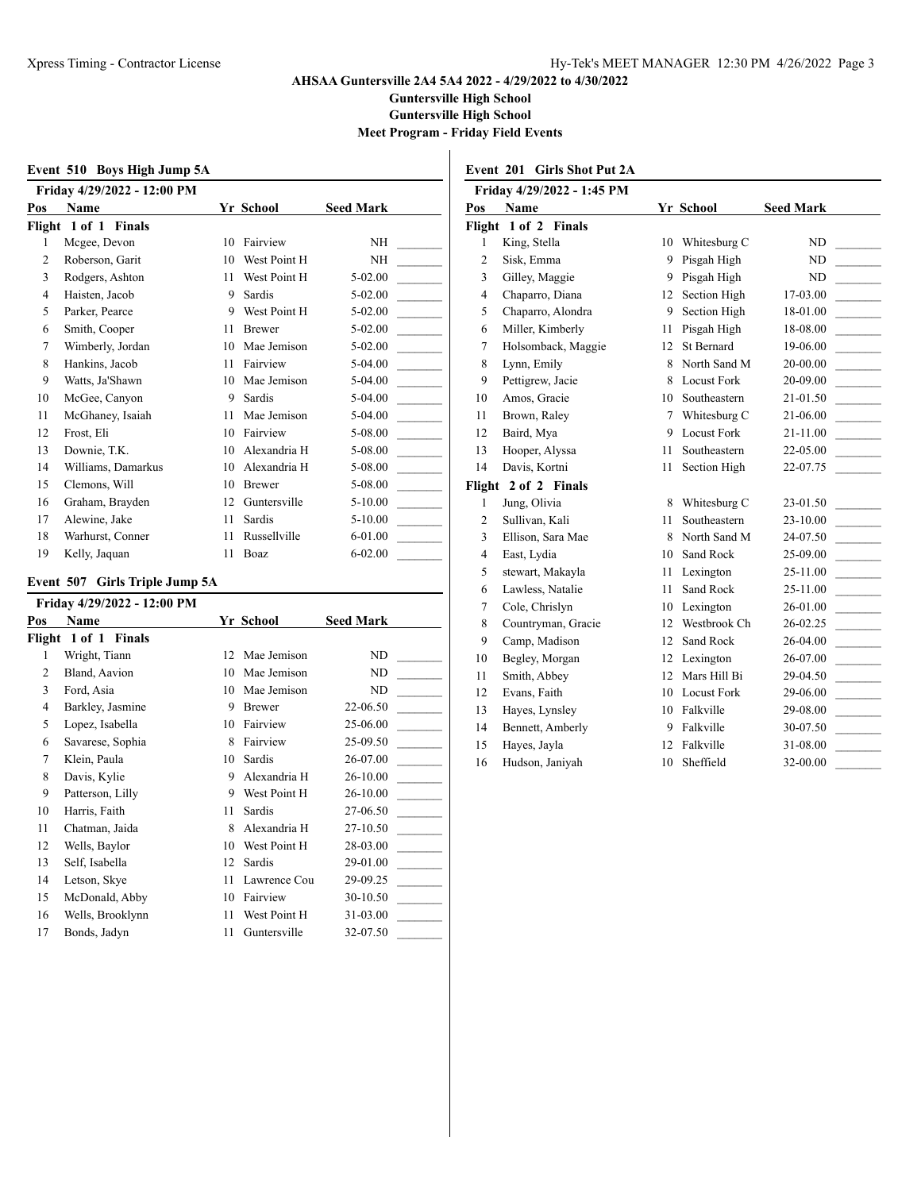# AHSAA Guntersville 2A4 5A4 2022 - 4/29/2022 to 4/30/2022

**Guntersville High School**

**Guntersville High School**

**Meet Program - Friday Field Events**

### Event 510 Boys High Jump 5A

**Friday 4/29/2022 - 12:00 PM**

| Pos | Name | Yr | School | Seed Mark | |
|---|---|---|---|---|---|
| **Flight 1 of 1 Finals** | | | | | |
| 1 | Mcgee, Devon | 10 | Fairview | NH | _______ |
| 2 | Roberson, Garit | 10 | West Point H | NH | _______ |
| 3 | Rodgers, Ashton | 11 | West Point H | 5-02.00 | _______ |
| 4 | Haisten, Jacob | 9 | Sardis | 5-02.00 | _______ |
| 5 | Parker, Pearce | 9 | West Point H | 5-02.00 | _______ |
| 6 | Smith, Cooper | 11 | Brewer | 5-02.00 | _______ |
| 7 | Wimberly, Jordan | 10 | Mae Jemison | 5-02.00 | _______ |
| 8 | Hankins, Jacob | 11 | Fairview | 5-04.00 | _______ |
| 9 | Watts, Ja'Shawn | 10 | Mae Jemison | 5-04.00 | _______ |
| 10 | McGee, Canyon | 9 | Sardis | 5-04.00 | _______ |
| 11 | McGhaney, Isaiah | 11 | Mae Jemison | 5-04.00 | _______ |
| 12 | Frost, Eli | 10 | Fairview | 5-08.00 | _______ |
| 13 | Downie, T.K. | 10 | Alexandria H | 5-08.00 | _______ |
| 14 | Williams, Damarkus | 10 | Alexandria H | 5-08.00 | _______ |
| 15 | Clemons, Will | 10 | Brewer | 5-08.00 | _______ |
| 16 | Graham, Brayden | 12 | Guntersville | 5-10.00 | _______ |
| 17 | Alewine, Jake | 11 | Sardis | 5-10.00 | _______ |
| 18 | Warhurst, Conner | 11 | Russellville | 6-01.00 | _______ |
| 19 | Kelly, Jaquan | 11 | Boaz | 6-02.00 | _______ |

### Event 507 Girls Triple Jump 5A

**Friday 4/29/2022 - 12:00 PM**

| Pos | Name | Yr | School | Seed Mark | |
|---|---|---|---|---|---|
| **Flight 1 of 1 Finals** | | | | | |
| 1 | Wright, Tiann | 12 | Mae Jemison | ND | _______ |
| 2 | Bland, Aavion | 10 | Mae Jemison | ND | _______ |
| 3 | Ford, Asia | 10 | Mae Jemison | ND | _______ |
| 4 | Barkley, Jasmine | 9 | Brewer | 22-06.50 | _______ |
| 5 | Lopez, Isabella | 10 | Fairview | 25-06.00 | _______ |
| 6 | Savarese, Sophia | 8 | Fairview | 25-09.50 | _______ |
| 7 | Klein, Paula | 10 | Sardis | 26-07.00 | _______ |
| 8 | Davis, Kylie | 9 | Alexandria H | 26-10.00 | _______ |
| 9 | Patterson, Lilly | 9 | West Point H | 26-10.00 | _______ |
| 10 | Harris, Faith | 11 | Sardis | 27-06.50 | _______ |
| 11 | Chatman, Jaida | 8 | Alexandria H | 27-10.50 | _______ |
| 12 | Wells, Baylor | 10 | West Point H | 28-03.00 | _______ |
| 13 | Self, Isabella | 12 | Sardis | 29-01.00 | _______ |
| 14 | Letson, Skye | 11 | Lawrence Cou | 29-09.25 | _______ |
| 15 | McDonald, Abby | 10 | Fairview | 30-10.50 | _______ |
| 16 | Wells, Brooklynn | 11 | West Point H | 31-03.00 | _______ |
| 17 | Bonds, Jadyn | 11 | Guntersville | 32-07.50 | _______ |

### Event 201 Girls Shot Put 2A

**Friday 4/29/2022 - 1:45 PM**

| Pos | Name | Yr | School | Seed Mark | |
|---|---|---|---|---|---|
| **Flight 1 of 2 Finals** | | | | | |
| 1 | King, Stella | 10 | Whitesburg C | ND | _______ |
| 2 | Sisk, Emma | 9 | Pisgah High | ND | _______ |
| 3 | Gilley, Maggie | 9 | Pisgah High | ND | _______ |
| 4 | Chaparro, Diana | 12 | Section High | 17-03.00 | _______ |
| 5 | Chaparro, Alondra | 9 | Section High | 18-01.00 | _______ |
| 6 | Miller, Kimberly | 11 | Pisgah High | 18-08.00 | _______ |
| 7 | Holsomback, Maggie | 12 | St Bernard | 19-06.00 | _______ |
| 8 | Lynn, Emily | 8 | North Sand M | 20-00.00 | _______ |
| 9 | Pettigrew, Jacie | 8 | Locust Fork | 20-09.00 | _______ |
| 10 | Amos, Gracie | 10 | Southeastern | 21-01.50 | _______ |
| 11 | Brown, Raley | 7 | Whitesburg C | 21-06.00 | _______ |
| 12 | Baird, Mya | 9 | Locust Fork | 21-11.00 | _______ |
| 13 | Hooper, Alyssa | 11 | Southeastern | 22-05.00 | _______ |
| 14 | Davis, Kortni | 11 | Section High | 22-07.75 | _______ |
| **Flight 2 of 2 Finals** | | | | | |
| 1 | Jung, Olivia | 8 | Whitesburg C | 23-01.50 | _______ |
| 2 | Sullivan, Kali | 11 | Southeastern | 23-10.00 | _______ |
| 3 | Ellison, Sara Mae | 8 | North Sand M | 24-07.50 | _______ |
| 4 | East, Lydia | 10 | Sand Rock | 25-09.00 | _______ |
| 5 | stewart, Makayla | 11 | Lexington | 25-11.00 | _______ |
| 6 | Lawless, Natalie | 11 | Sand Rock | 25-11.00 | _______ |
| 7 | Cole, Chrislyn | 10 | Lexington | 26-01.00 | _______ |
| 8 | Countryman, Gracie | 12 | Westbrook Ch | 26-02.25 | _______ |
| 9 | Camp, Madison | 12 | Sand Rock | 26-04.00 | _______ |
| 10 | Begley, Morgan | 12 | Lexington | 26-07.00 | _______ |
| 11 | Smith, Abbey | 12 | Mars Hill Bi | 29-04.50 | _______ |
| 12 | Evans, Faith | 10 | Locust Fork | 29-06.00 | _______ |
| 13 | Hayes, Lynsley | 10 | Falkville | 29-08.00 | _______ |
| 14 | Bennett, Amberly | 9 | Falkville | 30-07.50 | _______ |
| 15 | Hayes, Jayla | 12 | Falkville | 31-08.00 | _______ |
| 16 | Hudson, Janiyah | 10 | Sheffield | 32-00.00 | _______ |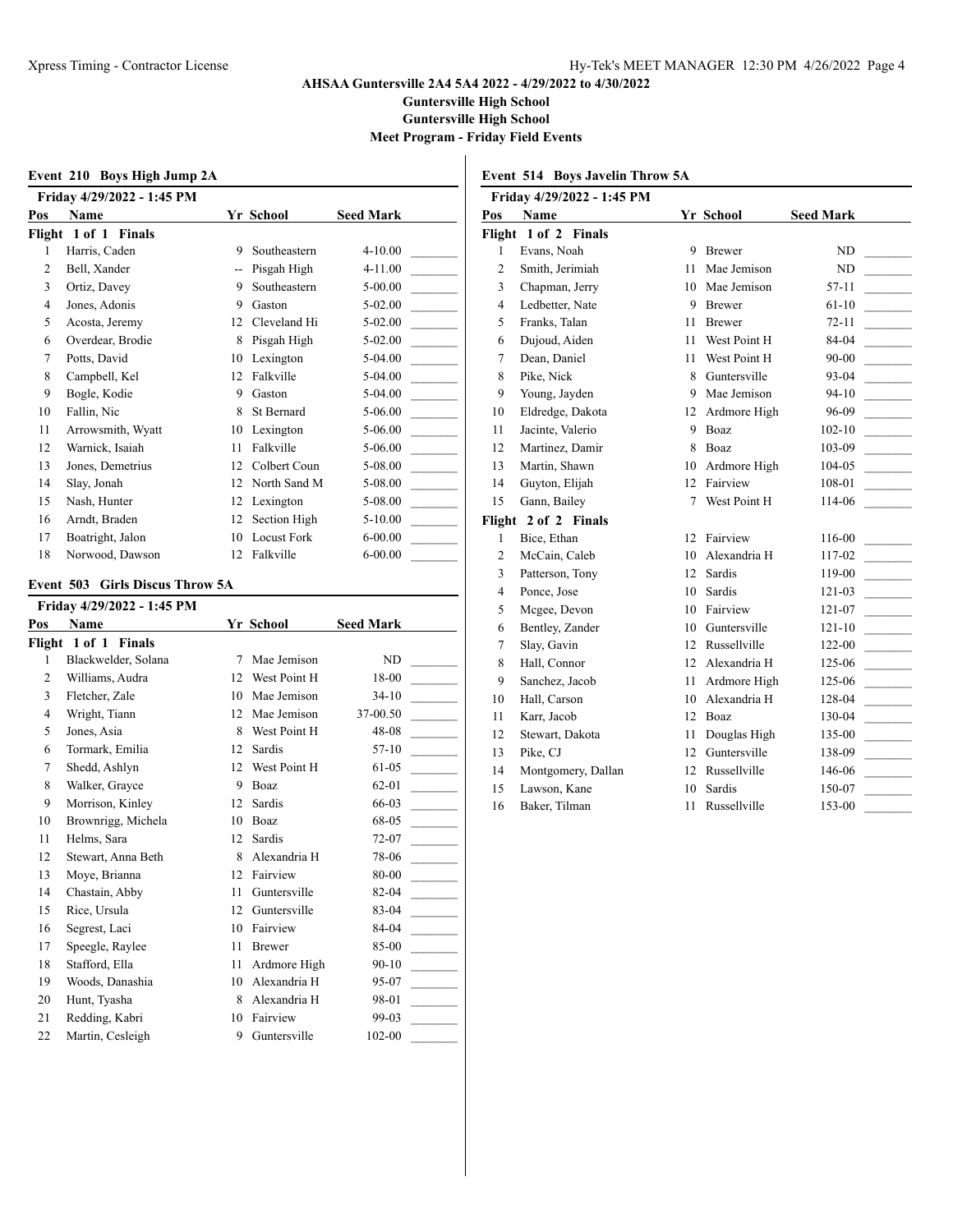# AHSAA Guntersville 2A4 5A4 2022 - 4/29/2022 to 4/30/2022

**Guntersville High School**

**Guntersville High School**

**Meet Program - Friday Field Events**

## Event 210 Boys High Jump 2A

**Friday 4/29/2022 - 1:45 PM**

| Pos | Name | Yr | School | Seed Mark |
|---|---|---|---|---|
| **Flight 1 of 1 Finals** | | | | |
| 1 | Harris, Caden | 9 | Southeastern | 4-10.00 |
| 2 | Bell, Xander | -- | Pisgah High | 4-11.00 |
| 3 | Ortiz, Davey | 9 | Southeastern | 5-00.00 |
| 4 | Jones, Adonis | 9 | Gaston | 5-02.00 |
| 5 | Acosta, Jeremy | 12 | Cleveland Hi | 5-02.00 |
| 6 | Overdear, Brodie | 8 | Pisgah High | 5-02.00 |
| 7 | Potts, David | 10 | Lexington | 5-04.00 |
| 8 | Campbell, Kel | 12 | Falkville | 5-04.00 |
| 9 | Bogle, Kodie | 9 | Gaston | 5-04.00 |
| 10 | Fallin, Nic | 8 | St Bernard | 5-06.00 |
| 11 | Arrowsmith, Wyatt | 10 | Lexington | 5-06.00 |
| 12 | Warnick, Isaiah | 11 | Falkville | 5-06.00 |
| 13 | Jones, Demetrius | 12 | Colbert Coun | 5-08.00 |
| 14 | Slay, Jonah | 12 | North Sand M | 5-08.00 |
| 15 | Nash, Hunter | 12 | Lexington | 5-08.00 |
| 16 | Arndt, Braden | 12 | Section High | 5-10.00 |
| 17 | Boatright, Jalon | 10 | Locust Fork | 6-00.00 |
| 18 | Norwood, Dawson | 12 | Falkville | 6-00.00 |

## Event 503 Girls Discus Throw 5A

**Friday 4/29/2022 - 1:45 PM**

| Pos | Name | Yr | School | Seed Mark |
|---|---|---|---|---|
| **Flight 1 of 1 Finals** | | | | |
| 1 | Blackwelder, Solana | 7 | Mae Jemison | ND |
| 2 | Williams, Audra | 12 | West Point H | 18-00 |
| 3 | Fletcher, Zale | 10 | Mae Jemison | 34-10 |
| 4 | Wright, Tiann | 12 | Mae Jemison | 37-00.50 |
| 5 | Jones, Asia | 8 | West Point H | 48-08 |
| 6 | Tormark, Emilia | 12 | Sardis | 57-10 |
| 7 | Shedd, Ashlyn | 12 | West Point H | 61-05 |
| 8 | Walker, Grayce | 9 | Boaz | 62-01 |
| 9 | Morrison, Kinley | 12 | Sardis | 66-03 |
| 10 | Brownrigg, Michela | 10 | Boaz | 68-05 |
| 11 | Helms, Sara | 12 | Sardis | 72-07 |
| 12 | Stewart, Anna Beth | 8 | Alexandria H | 78-06 |
| 13 | Moye, Brianna | 12 | Fairview | 80-00 |
| 14 | Chastain, Abby | 11 | Guntersville | 82-04 |
| 15 | Rice, Ursula | 12 | Guntersville | 83-04 |
| 16 | Segrest, Laci | 10 | Fairview | 84-04 |
| 17 | Speegle, Raylee | 11 | Brewer | 85-00 |
| 18 | Stafford, Ella | 11 | Ardmore High | 90-10 |
| 19 | Woods, Danashia | 10 | Alexandria H | 95-07 |
| 20 | Hunt, Tyasha | 8 | Alexandria H | 98-01 |
| 21 | Redding, Kabri | 10 | Fairview | 99-03 |
| 22 | Martin, Cesleigh | 9 | Guntersville | 102-00 |

## Event 514 Boys Javelin Throw 5A

**Friday 4/29/2022 - 1:45 PM**

| Pos | Name | Yr | School | Seed Mark |
|---|---|---|---|---|
| **Flight 1 of 2 Finals** | | | | |
| 1 | Evans, Noah | 9 | Brewer | ND |
| 2 | Smith, Jerimiah | 11 | Mae Jemison | ND |
| 3 | Chapman, Jerry | 10 | Mae Jemison | 57-11 |
| 4 | Ledbetter, Nate | 9 | Brewer | 61-10 |
| 5 | Franks, Talan | 11 | Brewer | 72-11 |
| 6 | Dujoud, Aiden | 11 | West Point H | 84-04 |
| 7 | Dean, Daniel | 11 | West Point H | 90-00 |
| 8 | Pike, Nick | 8 | Guntersville | 93-04 |
| 9 | Young, Jayden | 9 | Mae Jemison | 94-10 |
| 10 | Eldredge, Dakota | 12 | Ardmore High | 96-09 |
| 11 | Jacinte, Valerio | 9 | Boaz | 102-10 |
| 12 | Martinez, Damir | 8 | Boaz | 103-09 |
| 13 | Martin, Shawn | 10 | Ardmore High | 104-05 |
| 14 | Guyton, Elijah | 12 | Fairview | 108-01 |
| 15 | Gann, Bailey | 7 | West Point H | 114-06 |
| **Flight 2 of 2 Finals** | | | | |
| 1 | Bice, Ethan | 12 | Fairview | 116-00 |
| 2 | McCain, Caleb | 10 | Alexandria H | 117-02 |
| 3 | Patterson, Tony | 12 | Sardis | 119-00 |
| 4 | Ponce, Jose | 10 | Sardis | 121-03 |
| 5 | Mcgee, Devon | 10 | Fairview | 121-07 |
| 6 | Bentley, Zander | 10 | Guntersville | 121-10 |
| 7 | Slay, Gavin | 12 | Russellville | 122-00 |
| 8 | Hall, Connor | 12 | Alexandria H | 125-06 |
| 9 | Sanchez, Jacob | 11 | Ardmore High | 125-06 |
| 10 | Hall, Carson | 10 | Alexandria H | 128-04 |
| 11 | Karr, Jacob | 12 | Boaz | 130-04 |
| 12 | Stewart, Dakota | 11 | Douglas High | 135-00 |
| 13 | Pike, CJ | 12 | Guntersville | 138-09 |
| 14 | Montgomery, Dallan | 12 | Russellville | 146-06 |
| 15 | Lawson, Kane | 10 | Sardis | 150-07 |
| 16 | Baker, Tilman | 11 | Russellville | 153-00 |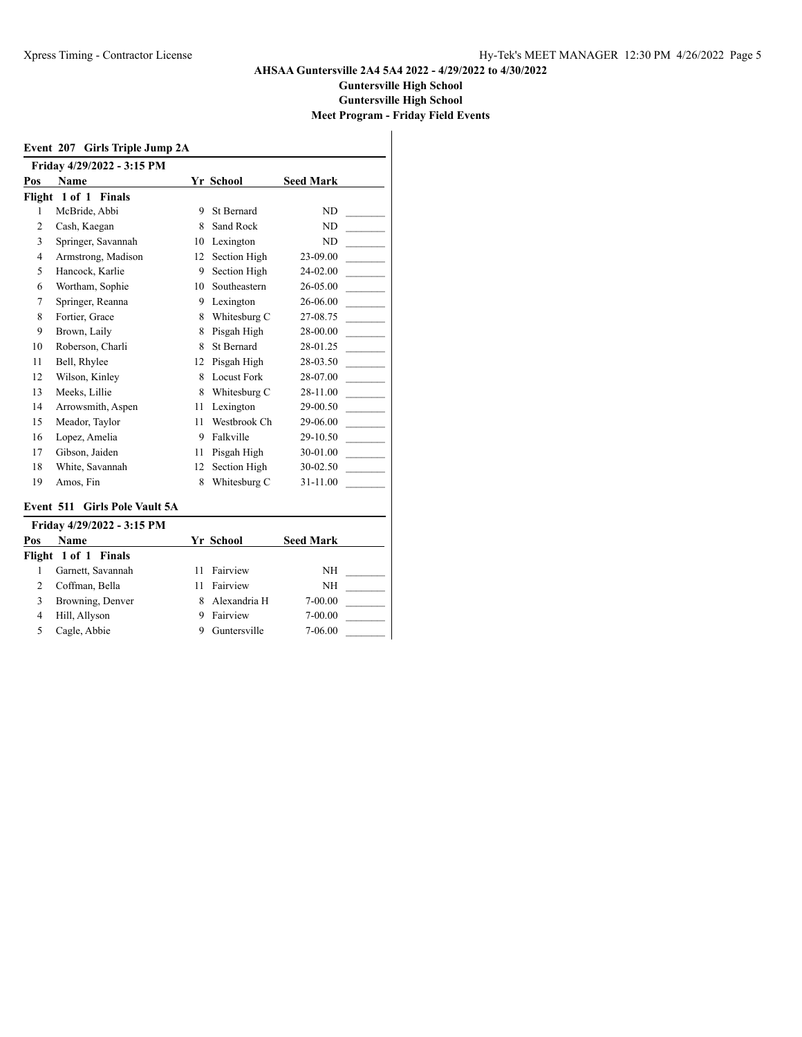# AHSAA Guntersville 2A4 5A4 2022 - 4/29/2022 to 4/30/2022

## Guntersville High School

## Guntersville High School

## Meet Program - Friday Field Events

### Event 207 Girls Triple Jump 2A

**Friday 4/29/2022 - 3:15 PM**

| Pos | Name | Yr | School | Seed Mark | |
|---|---|---|---|---|---|
| **Flight 1 of 1 Finals** | | | | | |
| 1 | McBride, Abbi | 9 | St Bernard | ND | _______ |
| 2 | Cash, Kaegan | 8 | Sand Rock | ND | _______ |
| 3 | Springer, Savannah | 10 | Lexington | ND | _______ |
| 4 | Armstrong, Madison | 12 | Section High | 23-09.00 | _______ |
| 5 | Hancock, Karlie | 9 | Section High | 24-02.00 | _______ |
| 6 | Wortham, Sophie | 10 | Southeastern | 26-05.00 | _______ |
| 7 | Springer, Reanna | 9 | Lexington | 26-06.00 | _______ |
| 8 | Fortier, Grace | 8 | Whitesburg C | 27-08.75 | _______ |
| 9 | Brown, Laily | 8 | Pisgah High | 28-00.00 | _______ |
| 10 | Roberson, Charli | 8 | St Bernard | 28-01.25 | _______ |
| 11 | Bell, Rhylee | 12 | Pisgah High | 28-03.50 | _______ |
| 12 | Wilson, Kinley | 8 | Locust Fork | 28-07.00 | _______ |
| 13 | Meeks, Lillie | 8 | Whitesburg C | 28-11.00 | _______ |
| 14 | Arrowsmith, Aspen | 11 | Lexington | 29-00.50 | _______ |
| 15 | Meador, Taylor | 11 | Westbrook Ch | 29-06.00 | _______ |
| 16 | Lopez, Amelia | 9 | Falkville | 29-10.50 | _______ |
| 17 | Gibson, Jaiden | 11 | Pisgah High | 30-01.00 | _______ |
| 18 | White, Savannah | 12 | Section High | 30-02.50 | _______ |
| 19 | Amos, Fin | 8 | Whitesburg C | 31-11.00 | _______ |

### Event 511 Girls Pole Vault 5A

**Friday 4/29/2022 - 3:15 PM**

| Pos | Name | Yr | School | Seed Mark | |
|---|---|---|---|---|---|
| **Flight 1 of 1 Finals** | | | | | |
| 1 | Garnett, Savannah | 11 | Fairview | NH | _______ |
| 2 | Coffman, Bella | 11 | Fairview | NH | _______ |
| 3 | Browning, Denver | 8 | Alexandria H | 7-00.00 | _______ |
| 4 | Hill, Allyson | 9 | Fairview | 7-00.00 | _______ |
| 5 | Cagle, Abbie | 9 | Guntersville | 7-06.00 | _______ |